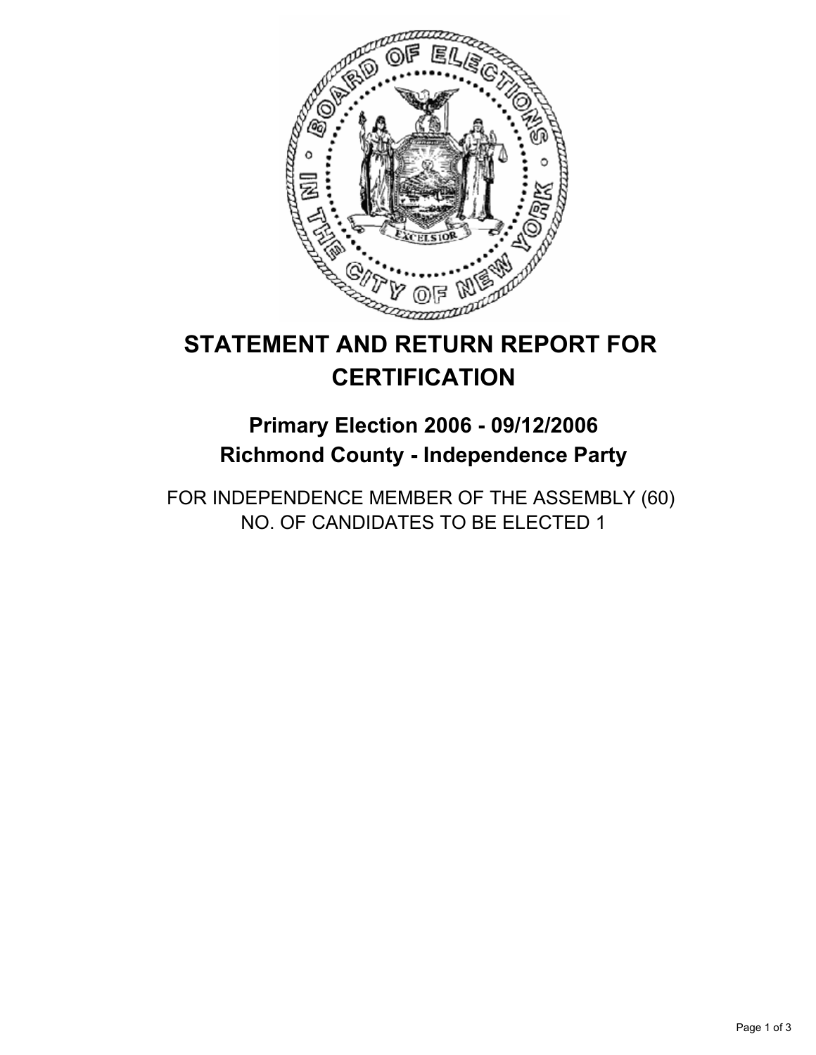# STATEMENT AND RETURN REPORT FOR CERTIFICATION

## Primary Election 2006 - 09/12/2006
## Richmond County - Independence Party

FOR INDEPENDENCE MEMBER OF THE ASSEMBLY (60)
NO. OF CANDIDATES TO BE ELECTED 1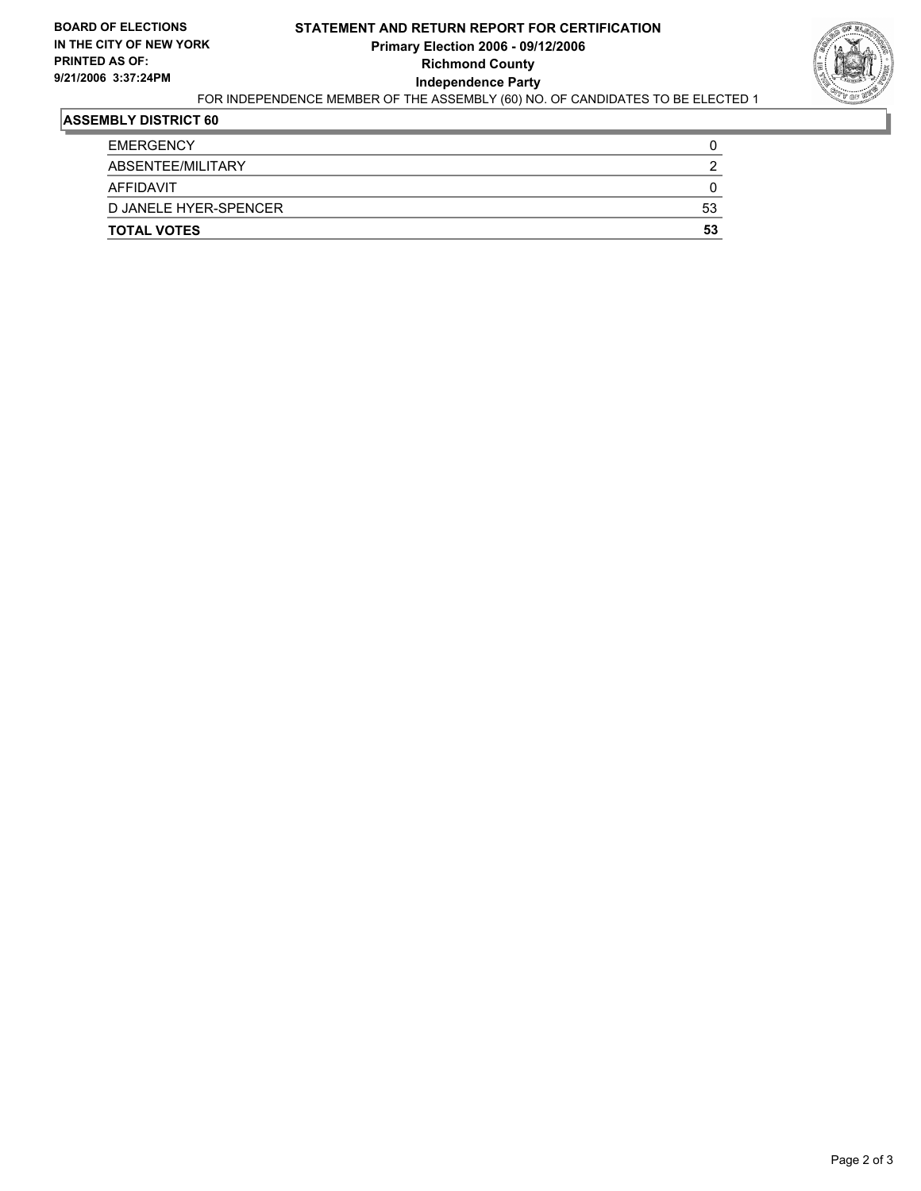**BOARD OF ELECTIONS IN THE CITY OF NEW YORK**
**PRINTED AS OF: 9/21/2006 3:37:24PM**

# STATEMENT AND RETURN REPORT FOR CERTIFICATION

**Primary Election 2006 - 09/12/2006**
**Richmond County**
**Independence Party**

FOR INDEPENDENCE MEMBER OF THE ASSEMBLY (60) NO. OF CANDIDATES TO BE ELECTED 1

## ASSEMBLY DISTRICT 60

| | |
|---|---|
| EMERGENCY | 0 |
| ABSENTEE/MILITARY | 2 |
| AFFIDAVIT | 0 |
| D JANELE HYER-SPENCER | 53 |
| **TOTAL VOTES** | **53** |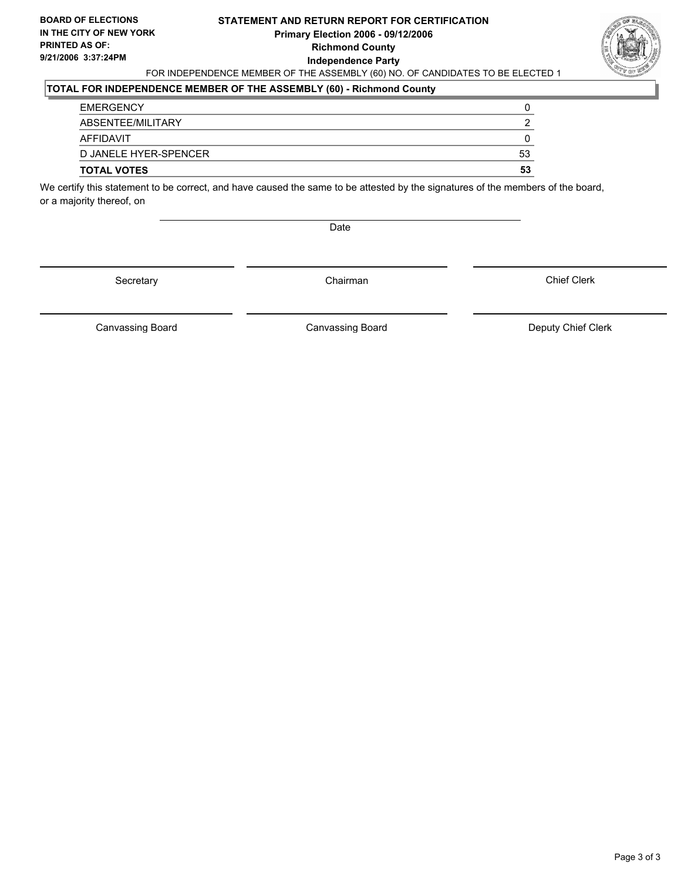**BOARD OF ELECTIONS**
**IN THE CITY OF NEW YORK**
**PRINTED AS OF:**
**9/21/2006 3:37:24PM**

# STATEMENT AND RETURN REPORT FOR CERTIFICATION

**Primary Election 2006 - 09/12/2006**
**Richmond County**
**Independence Party**

FOR INDEPENDENCE MEMBER OF THE ASSEMBLY (60) NO. OF CANDIDATES TO BE ELECTED 1

## TOTAL FOR INDEPENDENCE MEMBER OF THE ASSEMBLY (60) - Richmond County

| | |
|---|---|
| EMERGENCY | 0 |
| ABSENTEE/MILITARY | 2 |
| AFFIDAVIT | 0 |
| D JANELE HYER-SPENCER | 53 |
| **TOTAL VOTES** | **53** |

We certify this statement to be correct, and have caused the same to be attested by the signatures of the members of the board, or a majority thereof, on

Date

Secretary

Chairman

Chief Clerk

Canvassing Board

Canvassing Board

Deputy Chief Clerk